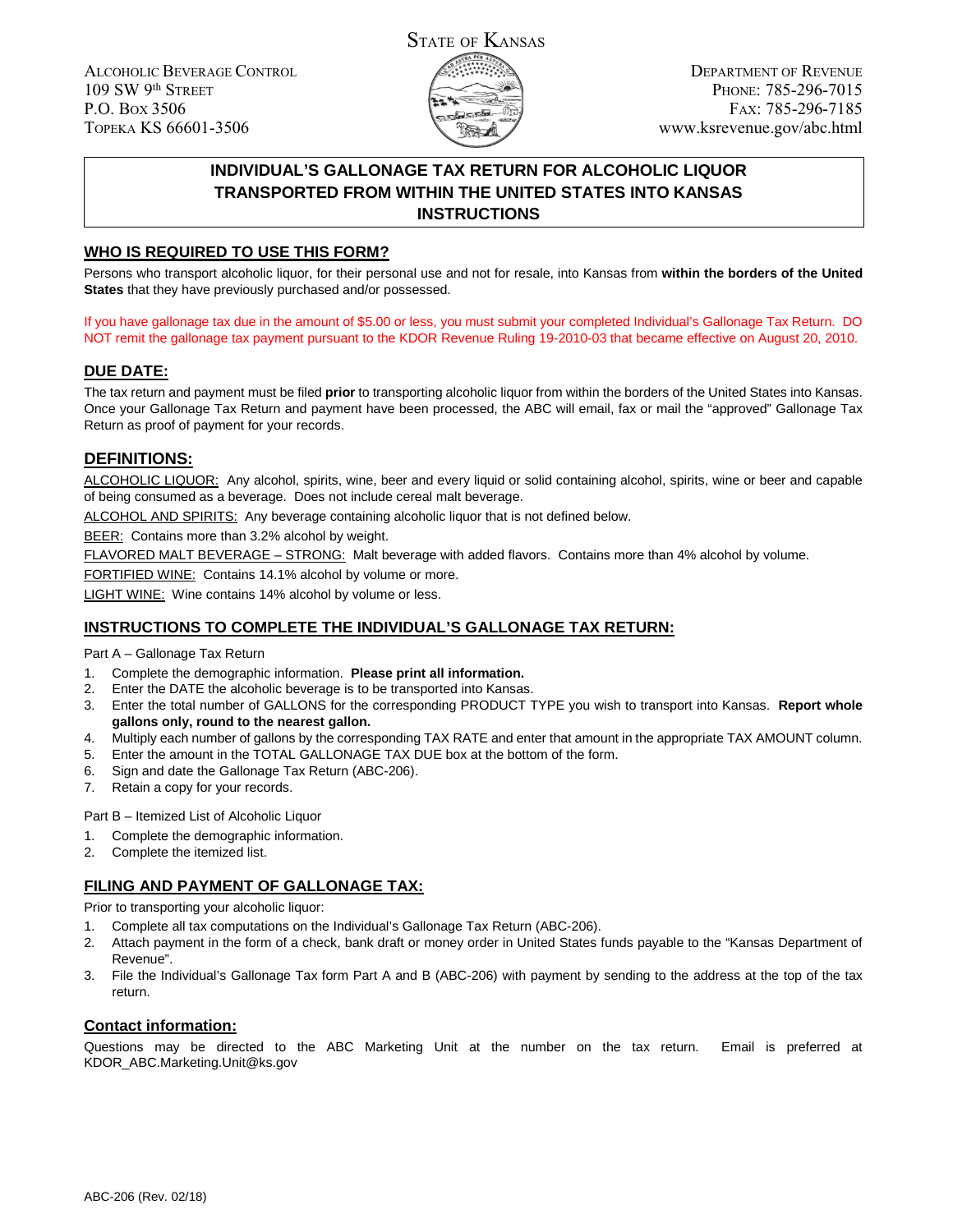State of Kansas

Alcoholic Beverage Control
109 SW 9th Street
P.O. Box 3506
Topeka KS 66601-3506

Department of Revenue
Phone: 785-296-7015
Fax: 785-296-7185
www.ksrevenue.gov/abc.html

# INDIVIDUAL'S GALLONAGE TAX RETURN FOR ALCOHOLIC LIQUOR TRANSPORTED FROM WITHIN THE UNITED STATES INTO KANSAS INSTRUCTIONS

## WHO IS REQUIRED TO USE THIS FORM?

Persons who transport alcoholic liquor, for their personal use and not for resale, into Kansas from **within the borders of the United States** that they have previously purchased and/or possessed.

If you have gallonage tax due in the amount of $5.00 or less, you must submit your completed Individual's Gallonage Tax Return. DO NOT remit the gallonage tax payment pursuant to the KDOR Revenue Ruling 19-2010-03 that became effective on August 20, 2010.

## DUE DATE:

The tax return and payment must be filed **prior** to transporting alcoholic liquor from within the borders of the United States into Kansas. Once your Gallonage Tax Return and payment have been processed, the ABC will email, fax or mail the "approved" Gallonage Tax Return as proof of payment for your records.

## DEFINITIONS:

ALCOHOLIC LIQUOR: Any alcohol, spirits, wine, beer and every liquid or solid containing alcohol, spirits, wine or beer and capable of being consumed as a beverage. Does not include cereal malt beverage.

ALCOHOL AND SPIRITS: Any beverage containing alcoholic liquor that is not defined below.

BEER: Contains more than 3.2% alcohol by weight.

FLAVORED MALT BEVERAGE – STRONG: Malt beverage with added flavors. Contains more than 4% alcohol by volume.

FORTIFIED WINE: Contains 14.1% alcohol by volume or more.

LIGHT WINE: Wine contains 14% alcohol by volume or less.

## INSTRUCTIONS TO COMPLETE THE INDIVIDUAL'S GALLONAGE TAX RETURN:

Part A – Gallonage Tax Return

1. Complete the demographic information. **Please print all information.**
2. Enter the DATE the alcoholic beverage is to be transported into Kansas.
3. Enter the total number of GALLONS for the corresponding PRODUCT TYPE you wish to transport into Kansas. **Report whole gallons only, round to the nearest gallon.**
4. Multiply each number of gallons by the corresponding TAX RATE and enter that amount in the appropriate TAX AMOUNT column.
5. Enter the amount in the TOTAL GALLONAGE TAX DUE box at the bottom of the form.
6. Sign and date the Gallonage Tax Return (ABC-206).
7. Retain a copy for your records.

Part B – Itemized List of Alcoholic Liquor

1. Complete the demographic information.
2. Complete the itemized list.

## FILING AND PAYMENT OF GALLONAGE TAX:

Prior to transporting your alcoholic liquor:

1. Complete all tax computations on the Individual's Gallonage Tax Return (ABC-206).
2. Attach payment in the form of a check, bank draft or money order in United States funds payable to the "Kansas Department of Revenue".
3. File the Individual's Gallonage Tax form Part A and B (ABC-206) with payment by sending to the address at the top of the tax return.

## Contact information:

Questions may be directed to the ABC Marketing Unit at the number on the tax return. Email is preferred at KDOR_ABC.Marketing.Unit@ks.gov

ABC-206 (Rev. 02/18)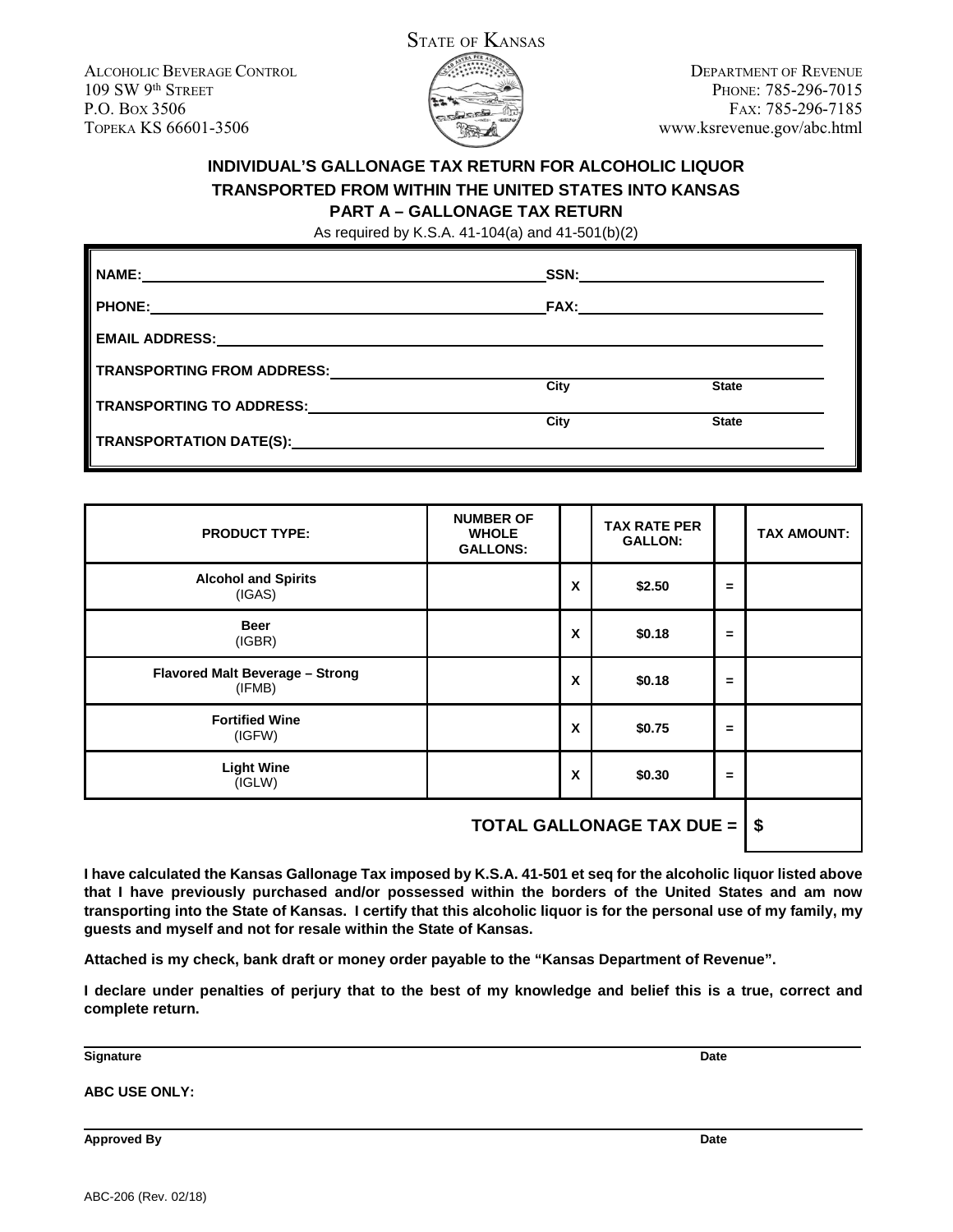STATE OF KANSAS

ALCOHOLIC BEVERAGE CONTROL
109 SW 9th STREET
P.O. BOX 3506
TOPEKA KS 66601-3506

DEPARTMENT OF REVENUE
PHONE: 785-296-7015
FAX: 785-296-7185
www.ksrevenue.gov/abc.html

## INDIVIDUAL'S GALLONAGE TAX RETURN FOR ALCOHOLIC LIQUOR TRANSPORTED FROM WITHIN THE UNITED STATES INTO KANSAS

## PART A – GALLONAGE TAX RETURN

As required by K.S.A. 41-104(a) and 41-501(b)(2)

**NAME:** ______________________ **SSN:** ______________________

**PHONE:** ______________________ **FAX:** ______________________

**EMAIL ADDRESS:** ______________________

**TRANSPORTING FROM ADDRESS:** ______________________ **City** ______ **State** ______

**TRANSPORTING TO ADDRESS:** ______________________ **City** ______ **State** ______

**TRANSPORTATION DATE(S):** ______________________

| PRODUCT TYPE: | NUMBER OF WHOLE GALLONS: | | TAX RATE PER GALLON: | | TAX AMOUNT: |
|---|---|---|---|---|---|
| **Alcohol and Spirits** (IGAS) | | X | $2.50 | = | |
| **Beer** (IGBR) | | X | $0.18 | = | |
| **Flavored Malt Beverage – Strong** (IFMB) | | X | $0.18 | = | |
| **Fortified Wine** (IGFW) | | X | $0.75 | = | |
| **Light Wine** (IGLW) | | X | $0.30 | = | |
| | | | | **TOTAL GALLONAGE TAX DUE =** | **$** |

**I have calculated the Kansas Gallonage Tax imposed by K.S.A. 41-501 et seq for the alcoholic liquor listed above that I have previously purchased and/or possessed within the borders of the United States and am now transporting into the State of Kansas. I certify that this alcoholic liquor is for the personal use of my family, my guests and myself and not for resale within the State of Kansas.**

**Attached is my check, bank draft or money order payable to the "Kansas Department of Revenue".**

**I declare under penalties of perjury that to the best of my knowledge and belief this is a true, correct and complete return.**

______________________________________________

**Signature** **Date**

**ABC USE ONLY:**

______________________________________________

**Approved By** **Date**

ABC-206 (Rev. 02/18)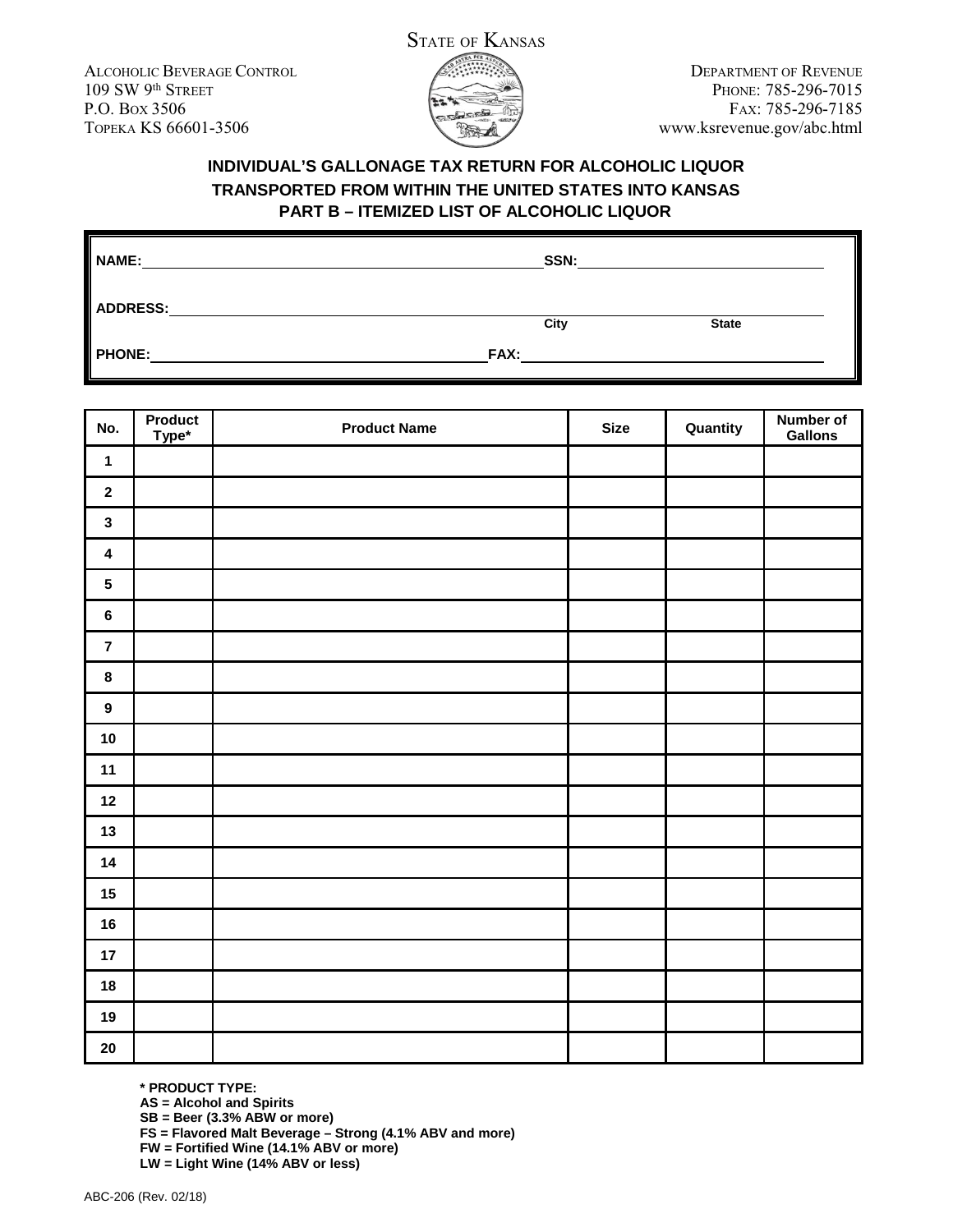State of Kansas

Alcoholic Beverage Control
109 SW 9th Street
P.O. Box 3506
Topeka KS 66601-3506

Department of Revenue
Phone: 785-296-7015
Fax: 785-296-7185
www.ksrevenue.gov/abc.html

## INDIVIDUAL'S GALLONAGE TAX RETURN FOR ALCOHOLIC LIQUOR TRANSPORTED FROM WITHIN THE UNITED STATES INTO KANSAS
## PART B – ITEMIZED LIST OF ALCOHOLIC LIQUOR

**NAME:** ____________________ **SSN:** ____________________

**ADDRESS:** ____________________ **City** ____________ **State** ____________

**PHONE:** ____________________ **FAX:** ____________________

| No. | Product Type* | Product Name | Size | Quantity | Number of Gallons |
|---|---|---|---|---|---|
| 1 | | | | | |
| 2 | | | | | |
| 3 | | | | | |
| 4 | | | | | |
| 5 | | | | | |
| 6 | | | | | |
| 7 | | | | | |
| 8 | | | | | |
| 9 | | | | | |
| 10 | | | | | |
| 11 | | | | | |
| 12 | | | | | |
| 13 | | | | | |
| 14 | | | | | |
| 15 | | | | | |
| 16 | | | | | |
| 17 | | | | | |
| 18 | | | | | |
| 19 | | | | | |
| 20 | | | | | |

**\* PRODUCT TYPE:**
**AS = Alcohol and Spirits**
**SB = Beer (3.3% ABW or more)**
**FS = Flavored Malt Beverage – Strong (4.1% ABV and more)**
**FW = Fortified Wine (14.1% ABV or more)**
**LW = Light Wine (14% ABV or less)**

ABC-206 (Rev. 02/18)